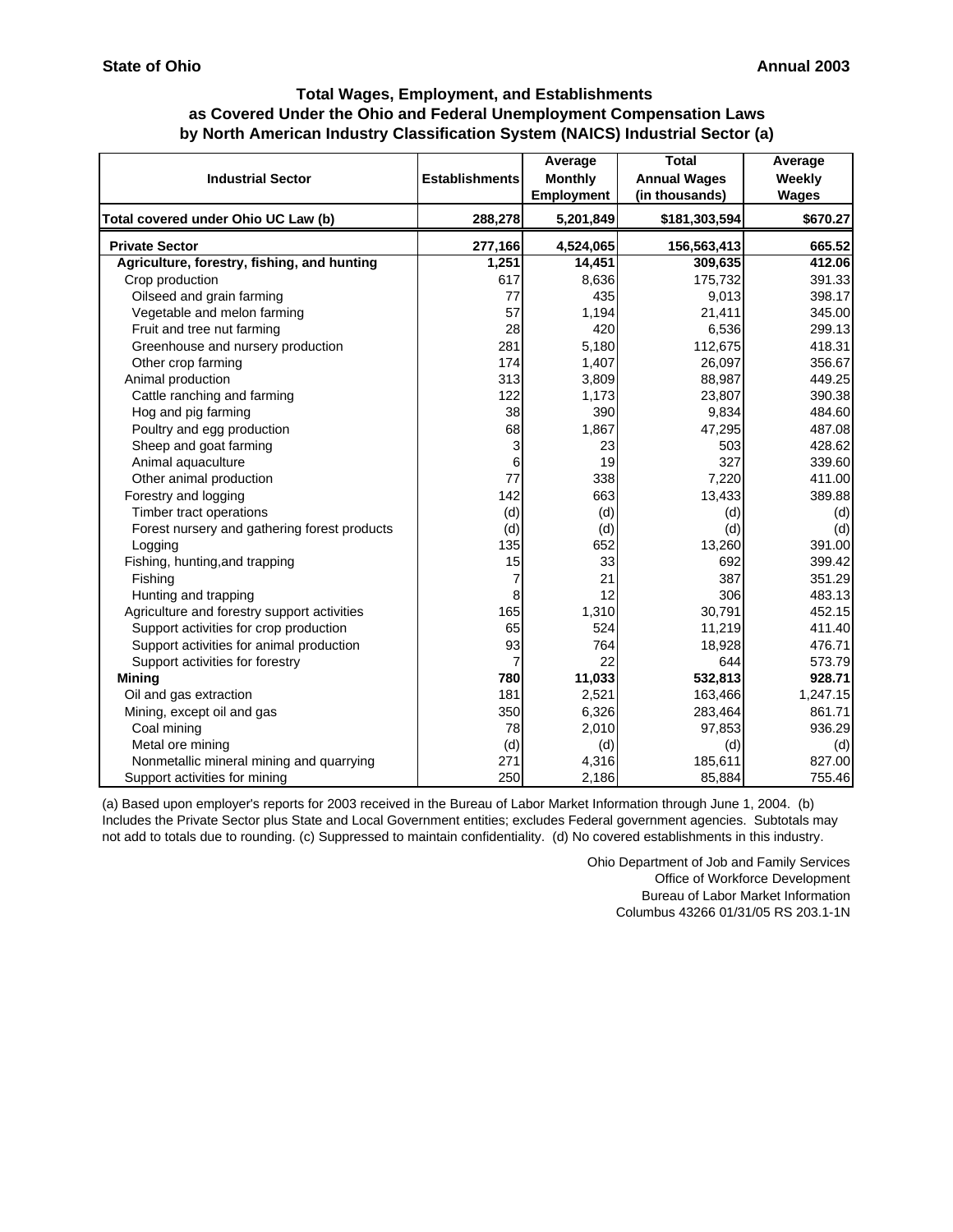**State of Ohio** **Annual 2003**

### Total Wages, Employment, and Establishments as Covered Under the Ohio and Federal Unemployment Compensation Laws by North American Industry Classification System (NAICS) Industrial Sector (a)

| Industrial Sector | Establishments | Average Monthly Employment | Total Annual Wages (in thousands) | Average Weekly Wages |
|---|---|---|---|---|
| **Total covered under Ohio UC Law (b)** | **288,278** | **5,201,849** | **$181,303,594** | **$670.27** |
| **Private Sector** | **277,166** | **4,524,065** | **156,563,413** | **665.52** |
| **Agriculture, forestry, fishing, and hunting** | **1,251** | **14,451** | **309,635** | **412.06** |
| Crop production | 617 | 8,636 | 175,732 | 391.33 |
| Oilseed and grain farming | 77 | 435 | 9,013 | 398.17 |
| Vegetable and melon farming | 57 | 1,194 | 21,411 | 345.00 |
| Fruit and tree nut farming | 28 | 420 | 6,536 | 299.13 |
| Greenhouse and nursery production | 281 | 5,180 | 112,675 | 418.31 |
| Other crop farming | 174 | 1,407 | 26,097 | 356.67 |
| Animal production | 313 | 3,809 | 88,987 | 449.25 |
| Cattle ranching and farming | 122 | 1,173 | 23,807 | 390.38 |
| Hog and pig farming | 38 | 390 | 9,834 | 484.60 |
| Poultry and egg production | 68 | 1,867 | 47,295 | 487.08 |
| Sheep and goat farming | 3 | 23 | 503 | 428.62 |
| Animal aquaculture | 6 | 19 | 327 | 339.60 |
| Other animal production | 77 | 338 | 7,220 | 411.00 |
| Forestry and logging | 142 | 663 | 13,433 | 389.88 |
| Timber tract operations | (d) | (d) | (d) | (d) |
| Forest nursery and gathering forest products | (d) | (d) | (d) | (d) |
| Logging | 135 | 652 | 13,260 | 391.00 |
| Fishing, hunting,and trapping | 15 | 33 | 692 | 399.42 |
| Fishing | 7 | 21 | 387 | 351.29 |
| Hunting and trapping | 8 | 12 | 306 | 483.13 |
| Agriculture and forestry support activities | 165 | 1,310 | 30,791 | 452.15 |
| Support activities for crop production | 65 | 524 | 11,219 | 411.40 |
| Support activities for animal production | 93 | 764 | 18,928 | 476.71 |
| Support activities for forestry | 7 | 22 | 644 | 573.79 |
| **Mining** | **780** | **11,033** | **532,813** | **928.71** |
| Oil and gas extraction | 181 | 2,521 | 163,466 | 1,247.15 |
| Mining, except oil and gas | 350 | 6,326 | 283,464 | 861.71 |
| Coal mining | 78 | 2,010 | 97,853 | 936.29 |
| Metal ore mining | (d) | (d) | (d) | (d) |
| Nonmetallic mineral mining and quarrying | 271 | 4,316 | 185,611 | 827.00 |
| Support activities for mining | 250 | 2,186 | 85,884 | 755.46 |

(a) Based upon employer's reports for 2003 received in the Bureau of Labor Market Information through June 1, 2004. (b) Includes the Private Sector plus State and Local Government entities; excludes Federal government agencies. Subtotals may not add to totals due to rounding. (c) Suppressed to maintain confidentiality. (d) No covered establishments in this industry.

Ohio Department of Job and Family Services
Office of Workforce Development
Bureau of Labor Market Information
Columbus 43266 01/31/05 RS 203.1-1N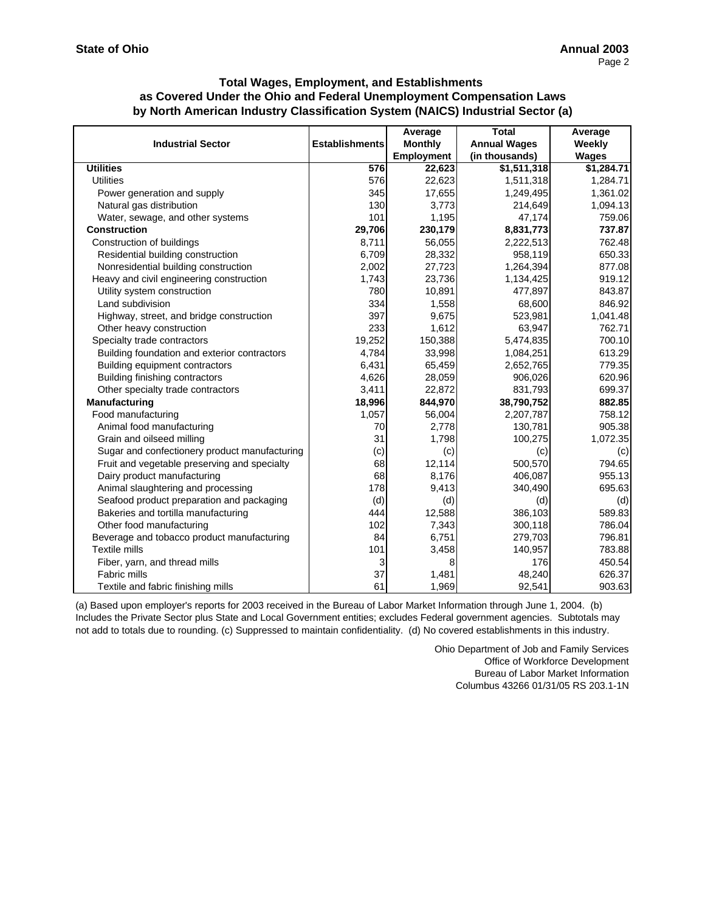**State of Ohio** **Annual 2003**

### Total Wages, Employment, and Establishments as Covered Under the Ohio and Federal Unemployment Compensation Laws by North American Industry Classification System (NAICS) Industrial Sector (a)

| Industrial Sector | Establishments | Average Monthly Employment | Total Annual Wages (in thousands) | Average Weekly Wages |
|---|---|---|---|---|
| **Utilities** | **576** | **22,623** | **$1,511,318** | **$1,284.71** |
| Utilities | 576 | 22,623 | 1,511,318 | 1,284.71 |
| Power generation and supply | 345 | 17,655 | 1,249,495 | 1,361.02 |
| Natural gas distribution | 130 | 3,773 | 214,649 | 1,094.13 |
| Water, sewage, and other systems | 101 | 1,195 | 47,174 | 759.06 |
| **Construction** | **29,706** | **230,179** | **8,831,773** | **737.87** |
| Construction of buildings | 8,711 | 56,055 | 2,222,513 | 762.48 |
| Residential building construction | 6,709 | 28,332 | 958,119 | 650.33 |
| Nonresidential building construction | 2,002 | 27,723 | 1,264,394 | 877.08 |
| Heavy and civil engineering construction | 1,743 | 23,736 | 1,134,425 | 919.12 |
| Utility system construction | 780 | 10,891 | 477,897 | 843.87 |
| Land subdivision | 334 | 1,558 | 68,600 | 846.92 |
| Highway, street, and bridge construction | 397 | 9,675 | 523,981 | 1,041.48 |
| Other heavy construction | 233 | 1,612 | 63,947 | 762.71 |
| Specialty trade contractors | 19,252 | 150,388 | 5,474,835 | 700.10 |
| Building foundation and exterior contractors | 4,784 | 33,998 | 1,084,251 | 613.29 |
| Building equipment contractors | 6,431 | 65,459 | 2,652,765 | 779.35 |
| Building finishing contractors | 4,626 | 28,059 | 906,026 | 620.96 |
| Other specialty trade contractors | 3,411 | 22,872 | 831,793 | 699.37 |
| **Manufacturing** | **18,996** | **844,970** | **38,790,752** | **882.85** |
| Food manufacturing | 1,057 | 56,004 | 2,207,787 | 758.12 |
| Animal food manufacturing | 70 | 2,778 | 130,781 | 905.38 |
| Grain and oilseed milling | 31 | 1,798 | 100,275 | 1,072.35 |
| Sugar and confectionery product manufacturing | (c) | (c) | (c) | (c) |
| Fruit and vegetable preserving and specialty | 68 | 12,114 | 500,570 | 794.65 |
| Dairy product manufacturing | 68 | 8,176 | 406,087 | 955.13 |
| Animal slaughtering and processing | 178 | 9,413 | 340,490 | 695.63 |
| Seafood product preparation and packaging | (d) | (d) | (d) | (d) |
| Bakeries and tortilla manufacturing | 444 | 12,588 | 386,103 | 589.83 |
| Other food manufacturing | 102 | 7,343 | 300,118 | 786.04 |
| Beverage and tobacco product manufacturing | 84 | 6,751 | 279,703 | 796.81 |
| Textile mills | 101 | 3,458 | 140,957 | 783.88 |
| Fiber, yarn, and thread mills | 3 | 8 | 176 | 450.54 |
| Fabric mills | 37 | 1,481 | 48,240 | 626.37 |
| Textile and fabric finishing mills | 61 | 1,969 | 92,541 | 903.63 |

(a) Based upon employer's reports for 2003 received in the Bureau of Labor Market Information through June 1, 2004. (b) Includes the Private Sector plus State and Local Government entities; excludes Federal government agencies. Subtotals may not add to totals due to rounding. (c) Suppressed to maintain confidentiality. (d) No covered establishments in this industry.

Ohio Department of Job and Family Services
Office of Workforce Development
Bureau of Labor Market Information
Columbus 43266 01/31/05 RS 203.1-1N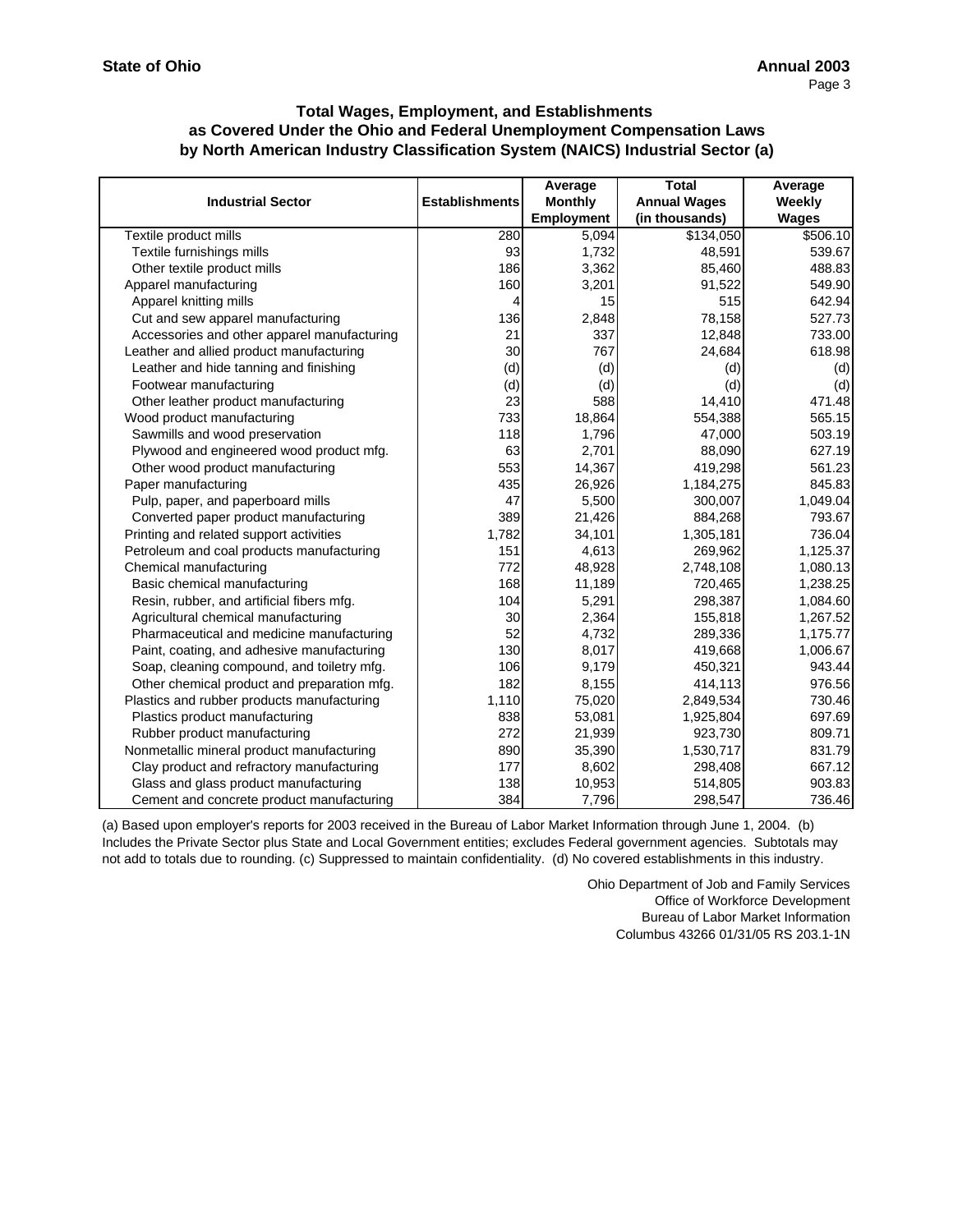**State of Ohio** **Annual 2003**

## Total Wages, Employment, and Establishments as Covered Under the Ohio and Federal Unemployment Compensation Laws by North American Industry Classification System (NAICS) Industrial Sector (a)

| Industrial Sector | Establishments | Average Monthly Employment | Total Annual Wages (in thousands) | Average Weekly Wages |
|---|---|---|---|---|
| Textile product mills | 280 | 5,094 | $134,050 | $506.10 |
| Textile furnishings mills | 93 | 1,732 | 48,591 | 539.67 |
| Other textile product mills | 186 | 3,362 | 85,460 | 488.83 |
| Apparel manufacturing | 160 | 3,201 | 91,522 | 549.90 |
| Apparel knitting mills | 4 | 15 | 515 | 642.94 |
| Cut and sew apparel manufacturing | 136 | 2,848 | 78,158 | 527.73 |
| Accessories and other apparel manufacturing | 21 | 337 | 12,848 | 733.00 |
| Leather and allied product manufacturing | 30 | 767 | 24,684 | 618.98 |
| Leather and hide tanning and finishing | (d) | (d) | (d) | (d) |
| Footwear manufacturing | (d) | (d) | (d) | (d) |
| Other leather product manufacturing | 23 | 588 | 14,410 | 471.48 |
| Wood product manufacturing | 733 | 18,864 | 554,388 | 565.15 |
| Sawmills and wood preservation | 118 | 1,796 | 47,000 | 503.19 |
| Plywood and engineered wood product mfg. | 63 | 2,701 | 88,090 | 627.19 |
| Other wood product manufacturing | 553 | 14,367 | 419,298 | 561.23 |
| Paper manufacturing | 435 | 26,926 | 1,184,275 | 845.83 |
| Pulp, paper, and paperboard mills | 47 | 5,500 | 300,007 | 1,049.04 |
| Converted paper product manufacturing | 389 | 21,426 | 884,268 | 793.67 |
| Printing and related support activities | 1,782 | 34,101 | 1,305,181 | 736.04 |
| Petroleum and coal products manufacturing | 151 | 4,613 | 269,962 | 1,125.37 |
| Chemical manufacturing | 772 | 48,928 | 2,748,108 | 1,080.13 |
| Basic chemical manufacturing | 168 | 11,189 | 720,465 | 1,238.25 |
| Resin, rubber, and artificial fibers mfg. | 104 | 5,291 | 298,387 | 1,084.60 |
| Agricultural chemical manufacturing | 30 | 2,364 | 155,818 | 1,267.52 |
| Pharmaceutical and medicine manufacturing | 52 | 4,732 | 289,336 | 1,175.77 |
| Paint, coating, and adhesive manufacturing | 130 | 8,017 | 419,668 | 1,006.67 |
| Soap, cleaning compound, and toiletry mfg. | 106 | 9,179 | 450,321 | 943.44 |
| Other chemical product and preparation mfg. | 182 | 8,155 | 414,113 | 976.56 |
| Plastics and rubber products manufacturing | 1,110 | 75,020 | 2,849,534 | 730.46 |
| Plastics product manufacturing | 838 | 53,081 | 1,925,804 | 697.69 |
| Rubber product manufacturing | 272 | 21,939 | 923,730 | 809.71 |
| Nonmetallic mineral product manufacturing | 890 | 35,390 | 1,530,717 | 831.79 |
| Clay product and refractory manufacturing | 177 | 8,602 | 298,408 | 667.12 |
| Glass and glass product manufacturing | 138 | 10,953 | 514,805 | 903.83 |
| Cement and concrete product manufacturing | 384 | 7,796 | 298,547 | 736.46 |

(a) Based upon employer's reports for 2003 received in the Bureau of Labor Market Information through June 1, 2004. (b) Includes the Private Sector plus State and Local Government entities; excludes Federal government agencies. Subtotals may not add to totals due to rounding. (c) Suppressed to maintain confidentiality. (d) No covered establishments in this industry.

Ohio Department of Job and Family Services
Office of Workforce Development
Bureau of Labor Market Information
Columbus 43266 01/31/05 RS 203.1-1N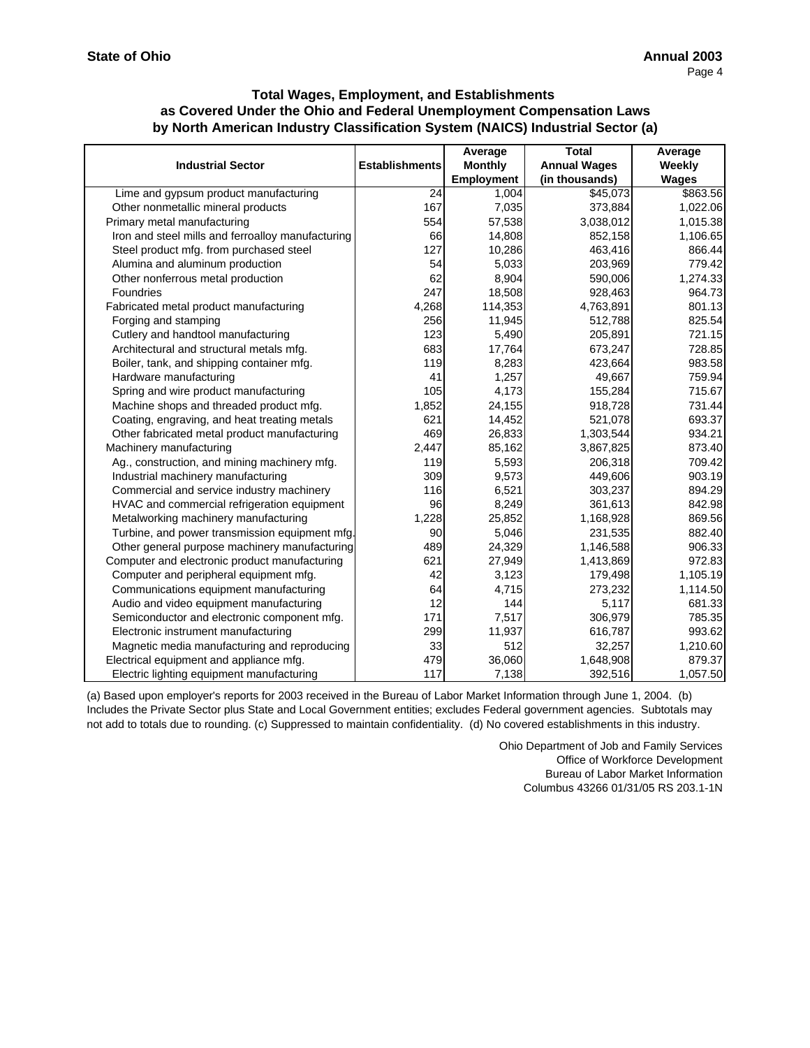**State of Ohio** **Annual 2003**

### Total Wages, Employment, and Establishments as Covered Under the Ohio and Federal Unemployment Compensation Laws by North American Industry Classification System (NAICS) Industrial Sector (a)

| Industrial Sector | Establishments | Average Monthly Employment | Total Annual Wages (in thousands) | Average Weekly Wages |
|---|---|---|---|---|
| Lime and gypsum product manufacturing | 24 | 1,004 | $45,073 | $863.56 |
| Other nonmetallic mineral products | 167 | 7,035 | 373,884 | 1,022.06 |
| Primary metal manufacturing | 554 | 57,538 | 3,038,012 | 1,015.38 |
| Iron and steel mills and ferroalloy manufacturing | 66 | 14,808 | 852,158 | 1,106.65 |
| Steel product mfg. from purchased steel | 127 | 10,286 | 463,416 | 866.44 |
| Alumina and aluminum production | 54 | 5,033 | 203,969 | 779.42 |
| Other nonferrous metal production | 62 | 8,904 | 590,006 | 1,274.33 |
| Foundries | 247 | 18,508 | 928,463 | 964.73 |
| Fabricated metal product manufacturing | 4,268 | 114,353 | 4,763,891 | 801.13 |
| Forging and stamping | 256 | 11,945 | 512,788 | 825.54 |
| Cutlery and handtool manufacturing | 123 | 5,490 | 205,891 | 721.15 |
| Architectural and structural metals mfg. | 683 | 17,764 | 673,247 | 728.85 |
| Boiler, tank, and shipping container mfg. | 119 | 8,283 | 423,664 | 983.58 |
| Hardware manufacturing | 41 | 1,257 | 49,667 | 759.94 |
| Spring and wire product manufacturing | 105 | 4,173 | 155,284 | 715.67 |
| Machine shops and threaded product mfg. | 1,852 | 24,155 | 918,728 | 731.44 |
| Coating, engraving, and heat treating metals | 621 | 14,452 | 521,078 | 693.37 |
| Other fabricated metal product manufacturing | 469 | 26,833 | 1,303,544 | 934.21 |
| Machinery manufacturing | 2,447 | 85,162 | 3,867,825 | 873.40 |
| Ag., construction, and mining machinery mfg. | 119 | 5,593 | 206,318 | 709.42 |
| Industrial machinery manufacturing | 309 | 9,573 | 449,606 | 903.19 |
| Commercial and service industry machinery | 116 | 6,521 | 303,237 | 894.29 |
| HVAC and commercial refrigeration equipment | 96 | 8,249 | 361,613 | 842.98 |
| Metalworking machinery manufacturing | 1,228 | 25,852 | 1,168,928 | 869.56 |
| Turbine, and power transmission equipment mfg. | 90 | 5,046 | 231,535 | 882.40 |
| Other general purpose machinery manufacturing | 489 | 24,329 | 1,146,588 | 906.33 |
| Computer and electronic product manufacturing | 621 | 27,949 | 1,413,869 | 972.83 |
| Computer and peripheral equipment mfg. | 42 | 3,123 | 179,498 | 1,105.19 |
| Communications equipment manufacturing | 64 | 4,715 | 273,232 | 1,114.50 |
| Audio and video equipment manufacturing | 12 | 144 | 5,117 | 681.33 |
| Semiconductor and electronic component mfg. | 171 | 7,517 | 306,979 | 785.35 |
| Electronic instrument manufacturing | 299 | 11,937 | 616,787 | 993.62 |
| Magnetic media manufacturing and reproducing | 33 | 512 | 32,257 | 1,210.60 |
| Electrical equipment and appliance mfg. | 479 | 36,060 | 1,648,908 | 879.37 |
| Electric lighting equipment manufacturing | 117 | 7,138 | 392,516 | 1,057.50 |

(a) Based upon employer's reports for 2003 received in the Bureau of Labor Market Information through June 1, 2004. (b) Includes the Private Sector plus State and Local Government entities; excludes Federal government agencies. Subtotals may not add to totals due to rounding. (c) Suppressed to maintain confidentiality. (d) No covered establishments in this industry.

Ohio Department of Job and Family Services
Office of Workforce Development
Bureau of Labor Market Information
Columbus 43266 01/31/05 RS 203.1-1N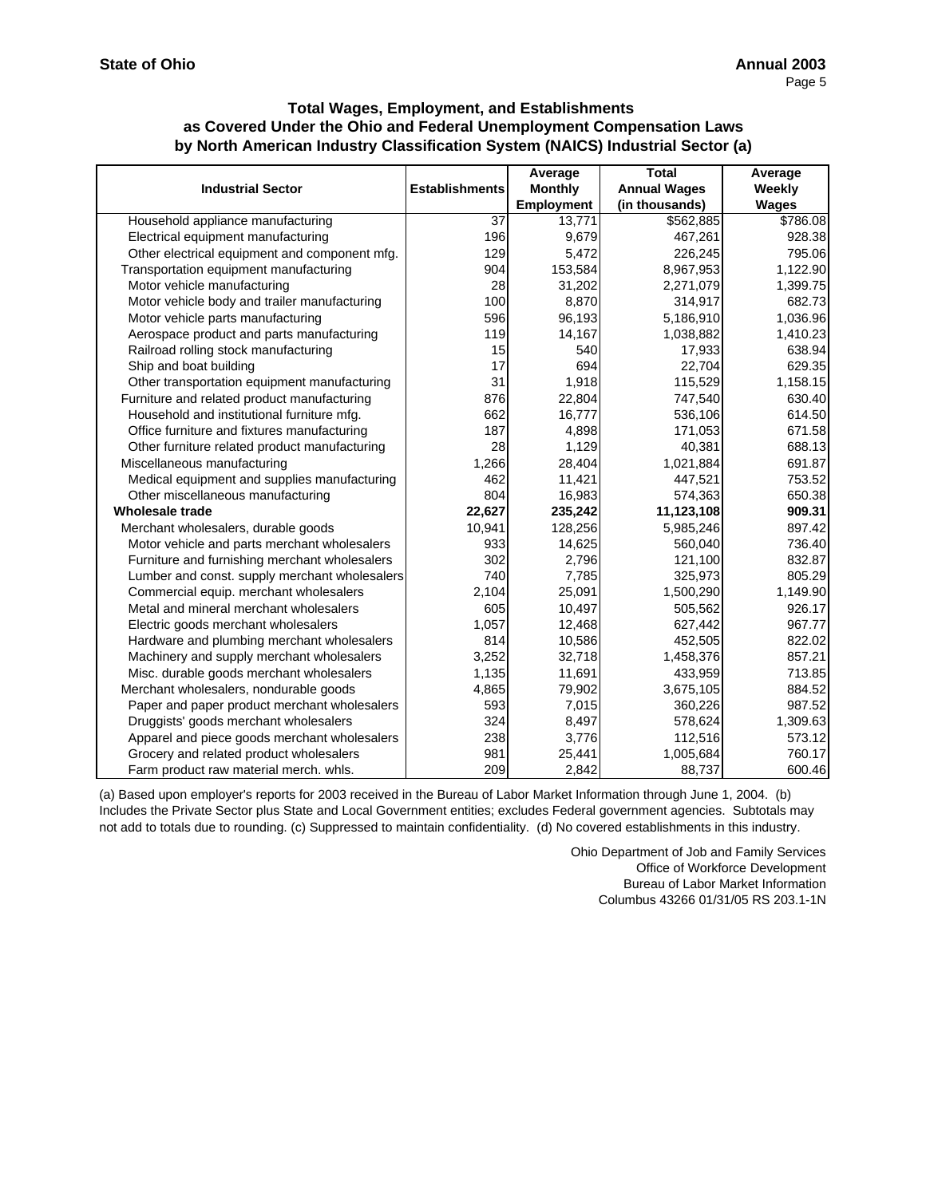**State of Ohio** **Annual 2003**

### Total Wages, Employment, and Establishments as Covered Under the Ohio and Federal Unemployment Compensation Laws by North American Industry Classification System (NAICS) Industrial Sector (a)

| Industrial Sector | Establishments | Average Monthly Employment | Total Annual Wages (in thousands) | Average Weekly Wages |
|---|---|---|---|---|
| Household appliance manufacturing | 37 | 13,771 | $562,885 | $786.08 |
| Electrical equipment manufacturing | 196 | 9,679 | 467,261 | 928.38 |
| Other electrical equipment and component mfg. | 129 | 5,472 | 226,245 | 795.06 |
| Transportation equipment manufacturing | 904 | 153,584 | 8,967,953 | 1,122.90 |
| Motor vehicle manufacturing | 28 | 31,202 | 2,271,079 | 1,399.75 |
| Motor vehicle body and trailer manufacturing | 100 | 8,870 | 314,917 | 682.73 |
| Motor vehicle parts manufacturing | 596 | 96,193 | 5,186,910 | 1,036.96 |
| Aerospace product and parts manufacturing | 119 | 14,167 | 1,038,882 | 1,410.23 |
| Railroad rolling stock manufacturing | 15 | 540 | 17,933 | 638.94 |
| Ship and boat building | 17 | 694 | 22,704 | 629.35 |
| Other transportation equipment manufacturing | 31 | 1,918 | 115,529 | 1,158.15 |
| Furniture and related product manufacturing | 876 | 22,804 | 747,540 | 630.40 |
| Household and institutional furniture mfg. | 662 | 16,777 | 536,106 | 614.50 |
| Office furniture and fixtures manufacturing | 187 | 4,898 | 171,053 | 671.58 |
| Other furniture related product manufacturing | 28 | 1,129 | 40,381 | 688.13 |
| Miscellaneous manufacturing | 1,266 | 28,404 | 1,021,884 | 691.87 |
| Medical equipment and supplies manufacturing | 462 | 11,421 | 447,521 | 753.52 |
| Other miscellaneous manufacturing | 804 | 16,983 | 574,363 | 650.38 |
| **Wholesale trade** | **22,627** | **235,242** | **11,123,108** | **909.31** |
| Merchant wholesalers, durable goods | 10,941 | 128,256 | 5,985,246 | 897.42 |
| Motor vehicle and parts merchant wholesalers | 933 | 14,625 | 560,040 | 736.40 |
| Furniture and furnishing merchant wholesalers | 302 | 2,796 | 121,100 | 832.87 |
| Lumber and const. supply merchant wholesalers | 740 | 7,785 | 325,973 | 805.29 |
| Commercial equip. merchant wholesalers | 2,104 | 25,091 | 1,500,290 | 1,149.90 |
| Metal and mineral merchant wholesalers | 605 | 10,497 | 505,562 | 926.17 |
| Electric goods merchant wholesalers | 1,057 | 12,468 | 627,442 | 967.77 |
| Hardware and plumbing merchant wholesalers | 814 | 10,586 | 452,505 | 822.02 |
| Machinery and supply merchant wholesalers | 3,252 | 32,718 | 1,458,376 | 857.21 |
| Misc. durable goods merchant wholesalers | 1,135 | 11,691 | 433,959 | 713.85 |
| Merchant wholesalers, nondurable goods | 4,865 | 79,902 | 3,675,105 | 884.52 |
| Paper and paper product merchant wholesalers | 593 | 7,015 | 360,226 | 987.52 |
| Druggists' goods merchant wholesalers | 324 | 8,497 | 578,624 | 1,309.63 |
| Apparel and piece goods merchant wholesalers | 238 | 3,776 | 112,516 | 573.12 |
| Grocery and related product wholesalers | 981 | 25,441 | 1,005,684 | 760.17 |
| Farm product raw material merch. whls. | 209 | 2,842 | 88,737 | 600.46 |

(a) Based upon employer's reports for 2003 received in the Bureau of Labor Market Information through June 1, 2004. (b) Includes the Private Sector plus State and Local Government entities; excludes Federal government agencies. Subtotals may not add to totals due to rounding. (c) Suppressed to maintain confidentiality. (d) No covered establishments in this industry.

Ohio Department of Job and Family Services
Office of Workforce Development
Bureau of Labor Market Information
Columbus 43266 01/31/05 RS 203.1-1N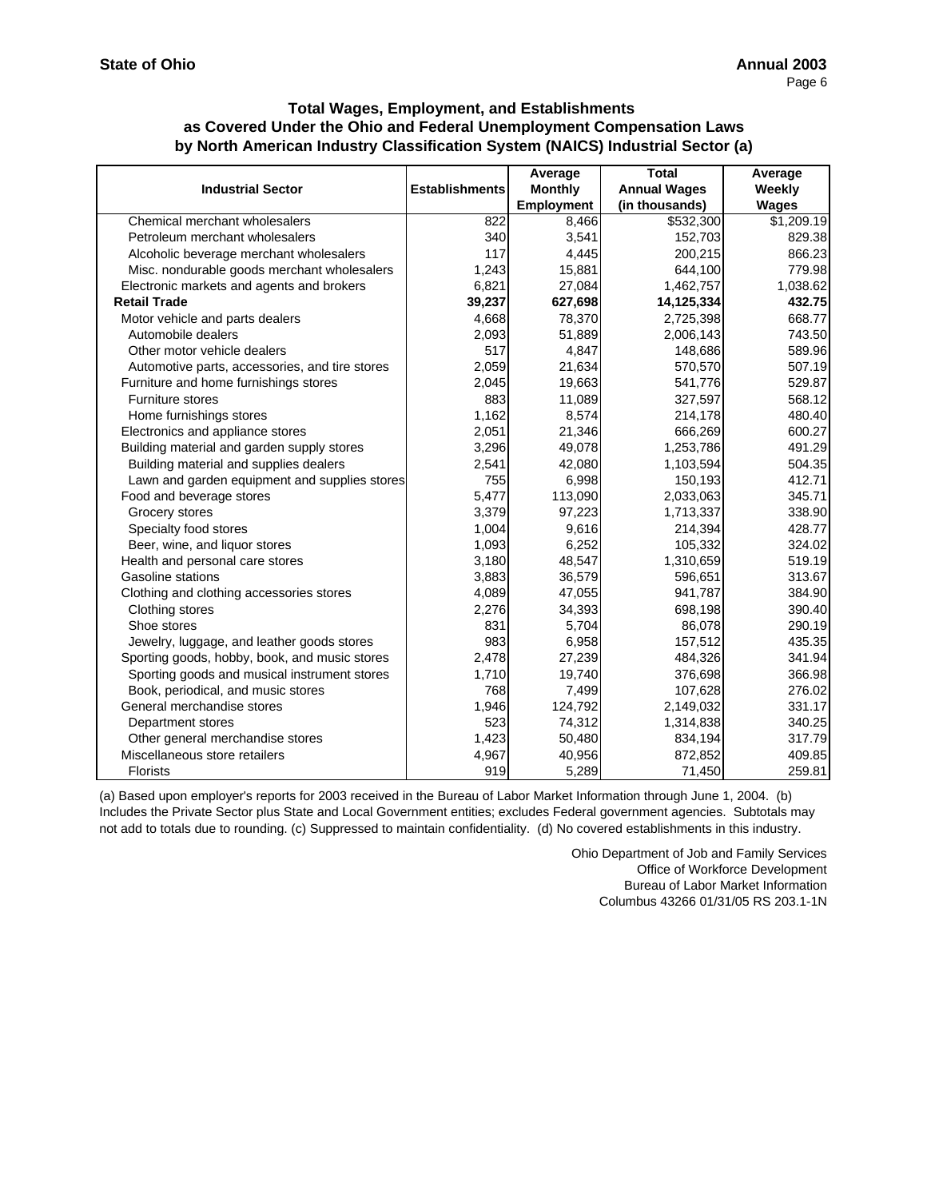**State of Ohio** **Annual 2003**

### Total Wages, Employment, and Establishments as Covered Under the Ohio and Federal Unemployment Compensation Laws by North American Industry Classification System (NAICS) Industrial Sector (a)

| Industrial Sector | Establishments | Average Monthly Employment | Total Annual Wages (in thousands) | Average Weekly Wages |
|---|---|---|---|---|
| Chemical merchant wholesalers | 822 | 8,466 | $532,300 | $1,209.19 |
| Petroleum merchant wholesalers | 340 | 3,541 | 152,703 | 829.38 |
| Alcoholic beverage merchant wholesalers | 117 | 4,445 | 200,215 | 866.23 |
| Misc. nondurable goods merchant wholesalers | 1,243 | 15,881 | 644,100 | 779.98 |
| Electronic markets and agents and brokers | 6,821 | 27,084 | 1,462,757 | 1,038.62 |
| **Retail Trade** | **39,237** | **627,698** | **14,125,334** | **432.75** |
| Motor vehicle and parts dealers | 4,668 | 78,370 | 2,725,398 | 668.77 |
| Automobile dealers | 2,093 | 51,889 | 2,006,143 | 743.50 |
| Other motor vehicle dealers | 517 | 4,847 | 148,686 | 589.96 |
| Automotive parts, accessories, and tire stores | 2,059 | 21,634 | 570,570 | 507.19 |
| Furniture and home furnishings stores | 2,045 | 19,663 | 541,776 | 529.87 |
| Furniture stores | 883 | 11,089 | 327,597 | 568.12 |
| Home furnishings stores | 1,162 | 8,574 | 214,178 | 480.40 |
| Electronics and appliance stores | 2,051 | 21,346 | 666,269 | 600.27 |
| Building material and garden supply stores | 3,296 | 49,078 | 1,253,786 | 491.29 |
| Building material and supplies dealers | 2,541 | 42,080 | 1,103,594 | 504.35 |
| Lawn and garden equipment and supplies stores | 755 | 6,998 | 150,193 | 412.71 |
| Food and beverage stores | 5,477 | 113,090 | 2,033,063 | 345.71 |
| Grocery stores | 3,379 | 97,223 | 1,713,337 | 338.90 |
| Specialty food stores | 1,004 | 9,616 | 214,394 | 428.77 |
| Beer, wine, and liquor stores | 1,093 | 6,252 | 105,332 | 324.02 |
| Health and personal care stores | 3,180 | 48,547 | 1,310,659 | 519.19 |
| Gasoline stations | 3,883 | 36,579 | 596,651 | 313.67 |
| Clothing and clothing accessories stores | 4,089 | 47,055 | 941,787 | 384.90 |
| Clothing stores | 2,276 | 34,393 | 698,198 | 390.40 |
| Shoe stores | 831 | 5,704 | 86,078 | 290.19 |
| Jewelry, luggage, and leather goods stores | 983 | 6,958 | 157,512 | 435.35 |
| Sporting goods, hobby, book, and music stores | 2,478 | 27,239 | 484,326 | 341.94 |
| Sporting goods and musical instrument stores | 1,710 | 19,740 | 376,698 | 366.98 |
| Book, periodical, and music stores | 768 | 7,499 | 107,628 | 276.02 |
| General merchandise stores | 1,946 | 124,792 | 2,149,032 | 331.17 |
| Department stores | 523 | 74,312 | 1,314,838 | 340.25 |
| Other general merchandise stores | 1,423 | 50,480 | 834,194 | 317.79 |
| Miscellaneous store retailers | 4,967 | 40,956 | 872,852 | 409.85 |
| Florists | 919 | 5,289 | 71,450 | 259.81 |

(a) Based upon employer's reports for 2003 received in the Bureau of Labor Market Information through June 1, 2004. (b) Includes the Private Sector plus State and Local Government entities; excludes Federal government agencies. Subtotals may not add to totals due to rounding. (c) Suppressed to maintain confidentiality. (d) No covered establishments in this industry.

Ohio Department of Job and Family Services
Office of Workforce Development
Bureau of Labor Market Information
Columbus 43266 01/31/05 RS 203.1-1N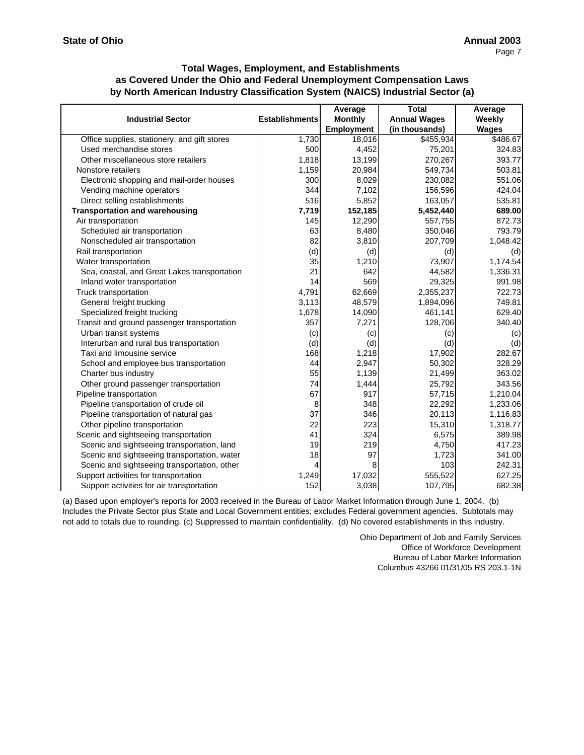**State of Ohio** **Annual 2003**

### Total Wages, Employment, and Establishments as Covered Under the Ohio and Federal Unemployment Compensation Laws by North American Industry Classification System (NAICS) Industrial Sector (a)

| Industrial Sector | Establishments | Average Monthly Employment | Total Annual Wages (in thousands) | Average Weekly Wages |
|---|---|---|---|---|
| Office supplies, stationery, and gift stores | 1,730 | 18,016 | $455,934 | $486.67 |
| Used merchandise stores | 500 | 4,452 | 75,201 | 324.83 |
| Other miscellaneous store retailers | 1,818 | 13,199 | 270,267 | 393.77 |
| Nonstore retailers | 1,159 | 20,984 | 549,734 | 503.81 |
| Electronic shopping and mail-order houses | 300 | 8,029 | 230,082 | 551.06 |
| Vending machine operators | 344 | 7,102 | 156,596 | 424.04 |
| Direct selling establishments | 516 | 5,852 | 163,057 | 535.81 |
| **Transportation and warehousing** | **7,719** | **152,185** | **5,452,440** | **689.00** |
| Air transportation | 145 | 12,290 | 557,755 | 872.73 |
| Scheduled air transportation | 63 | 8,480 | 350,046 | 793.79 |
| Nonscheduled air transportation | 82 | 3,810 | 207,709 | 1,048.42 |
| Rail transportation | (d) | (d) | (d) | (d) |
| Water transportation | 35 | 1,210 | 73,907 | 1,174.54 |
| Sea, coastal, and Great Lakes transportation | 21 | 642 | 44,582 | 1,336.31 |
| Inland water transportation | 14 | 569 | 29,325 | 991.98 |
| Truck transportation | 4,791 | 62,669 | 2,355,237 | 722.73 |
| General freight trucking | 3,113 | 48,579 | 1,894,096 | 749.81 |
| Specialized freight trucking | 1,678 | 14,090 | 461,141 | 629.40 |
| Transit and ground passenger transportation | 357 | 7,271 | 128,706 | 340.40 |
| Urban transit systems | (c) | (c) | (c) | (c) |
| Interurban and rural bus transportation | (d) | (d) | (d) | (d) |
| Taxi and limousine service | 168 | 1,218 | 17,902 | 282.67 |
| School and employee bus transportation | 44 | 2,947 | 50,302 | 328.29 |
| Charter bus industry | 55 | 1,139 | 21,499 | 363.02 |
| Other ground passenger transportation | 74 | 1,444 | 25,792 | 343.56 |
| Pipeline transportation | 67 | 917 | 57,715 | 1,210.04 |
| Pipeline transportation of crude oil | 8 | 348 | 22,292 | 1,233.06 |
| Pipeline transportation of natural gas | 37 | 346 | 20,113 | 1,116.83 |
| Other pipeline transportation | 22 | 223 | 15,310 | 1,318.77 |
| Scenic and sightseeing transportation | 41 | 324 | 6,575 | 389.98 |
| Scenic and sightseeing transportation, land | 19 | 219 | 4,750 | 417.23 |
| Scenic and sightseeing transportation, water | 18 | 97 | 1,723 | 341.00 |
| Scenic and sightseeing transportation, other | 4 | 8 | 103 | 242.31 |
| Support activities for transportation | 1,249 | 17,032 | 555,522 | 627.25 |
| Support activities for air transportation | 152 | 3,038 | 107,795 | 682.38 |

(a) Based upon employer's reports for 2003 received in the Bureau of Labor Market Information through June 1, 2004. (b) Includes the Private Sector plus State and Local Government entities; excludes Federal government agencies. Subtotals may not add to totals due to rounding. (c) Suppressed to maintain confidentiality. (d) No covered establishments in this industry.

Ohio Department of Job and Family Services
Office of Workforce Development
Bureau of Labor Market Information
Columbus 43266 01/31/05 RS 203.1-1N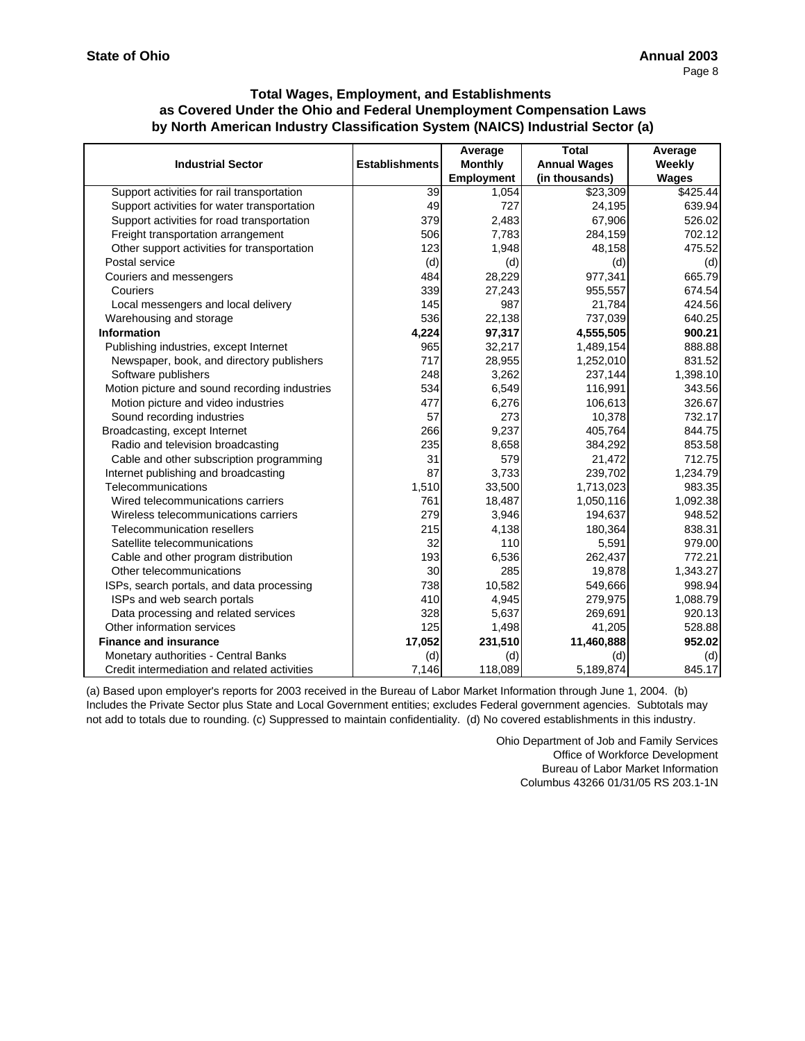**State of Ohio** **Annual 2003**

### Total Wages, Employment, and Establishments as Covered Under the Ohio and Federal Unemployment Compensation Laws by North American Industry Classification System (NAICS) Industrial Sector (a)

| Industrial Sector | Establishments | Average Monthly Employment | Total Annual Wages (in thousands) | Average Weekly Wages |
|---|---|---|---|---|
| Support activities for rail transportation | 39 | 1,054 | $23,309 | $425.44 |
| Support activities for water transportation | 49 | 727 | 24,195 | 639.94 |
| Support activities for road transportation | 379 | 2,483 | 67,906 | 526.02 |
| Freight transportation arrangement | 506 | 7,783 | 284,159 | 702.12 |
| Other support activities for transportation | 123 | 1,948 | 48,158 | 475.52 |
| Postal service | (d) | (d) | (d) | (d) |
| Couriers and messengers | 484 | 28,229 | 977,341 | 665.79 |
| Couriers | 339 | 27,243 | 955,557 | 674.54 |
| Local messengers and local delivery | 145 | 987 | 21,784 | 424.56 |
| Warehousing and storage | 536 | 22,138 | 737,039 | 640.25 |
| **Information** | **4,224** | **97,317** | **4,555,505** | **900.21** |
| Publishing industries, except Internet | 965 | 32,217 | 1,489,154 | 888.88 |
| Newspaper, book, and directory publishers | 717 | 28,955 | 1,252,010 | 831.52 |
| Software publishers | 248 | 3,262 | 237,144 | 1,398.10 |
| Motion picture and sound recording industries | 534 | 6,549 | 116,991 | 343.56 |
| Motion picture and video industries | 477 | 6,276 | 106,613 | 326.67 |
| Sound recording industries | 57 | 273 | 10,378 | 732.17 |
| Broadcasting, except Internet | 266 | 9,237 | 405,764 | 844.75 |
| Radio and television broadcasting | 235 | 8,658 | 384,292 | 853.58 |
| Cable and other subscription programming | 31 | 579 | 21,472 | 712.75 |
| Internet publishing and broadcasting | 87 | 3,733 | 239,702 | 1,234.79 |
| Telecommunications | 1,510 | 33,500 | 1,713,023 | 983.35 |
| Wired telecommunications carriers | 761 | 18,487 | 1,050,116 | 1,092.38 |
| Wireless telecommunications carriers | 279 | 3,946 | 194,637 | 948.52 |
| Telecommunication resellers | 215 | 4,138 | 180,364 | 838.31 |
| Satellite telecommunications | 32 | 110 | 5,591 | 979.00 |
| Cable and other program distribution | 193 | 6,536 | 262,437 | 772.21 |
| Other telecommunications | 30 | 285 | 19,878 | 1,343.27 |
| ISPs, search portals, and data processing | 738 | 10,582 | 549,666 | 998.94 |
| ISPs and web search portals | 410 | 4,945 | 279,975 | 1,088.79 |
| Data processing and related services | 328 | 5,637 | 269,691 | 920.13 |
| Other information services | 125 | 1,498 | 41,205 | 528.88 |
| **Finance and insurance** | **17,052** | **231,510** | **11,460,888** | **952.02** |
| Monetary authorities - Central Banks | (d) | (d) | (d) | (d) |
| Credit intermediation and related activities | 7,146 | 118,089 | 5,189,874 | 845.17 |

(a) Based upon employer's reports for 2003 received in the Bureau of Labor Market Information through June 1, 2004. (b) Includes the Private Sector plus State and Local Government entities; excludes Federal government agencies. Subtotals may not add to totals due to rounding. (c) Suppressed to maintain confidentiality. (d) No covered establishments in this industry.

Ohio Department of Job and Family Services
Office of Workforce Development
Bureau of Labor Market Information
Columbus 43266 01/31/05 RS 203.1-1N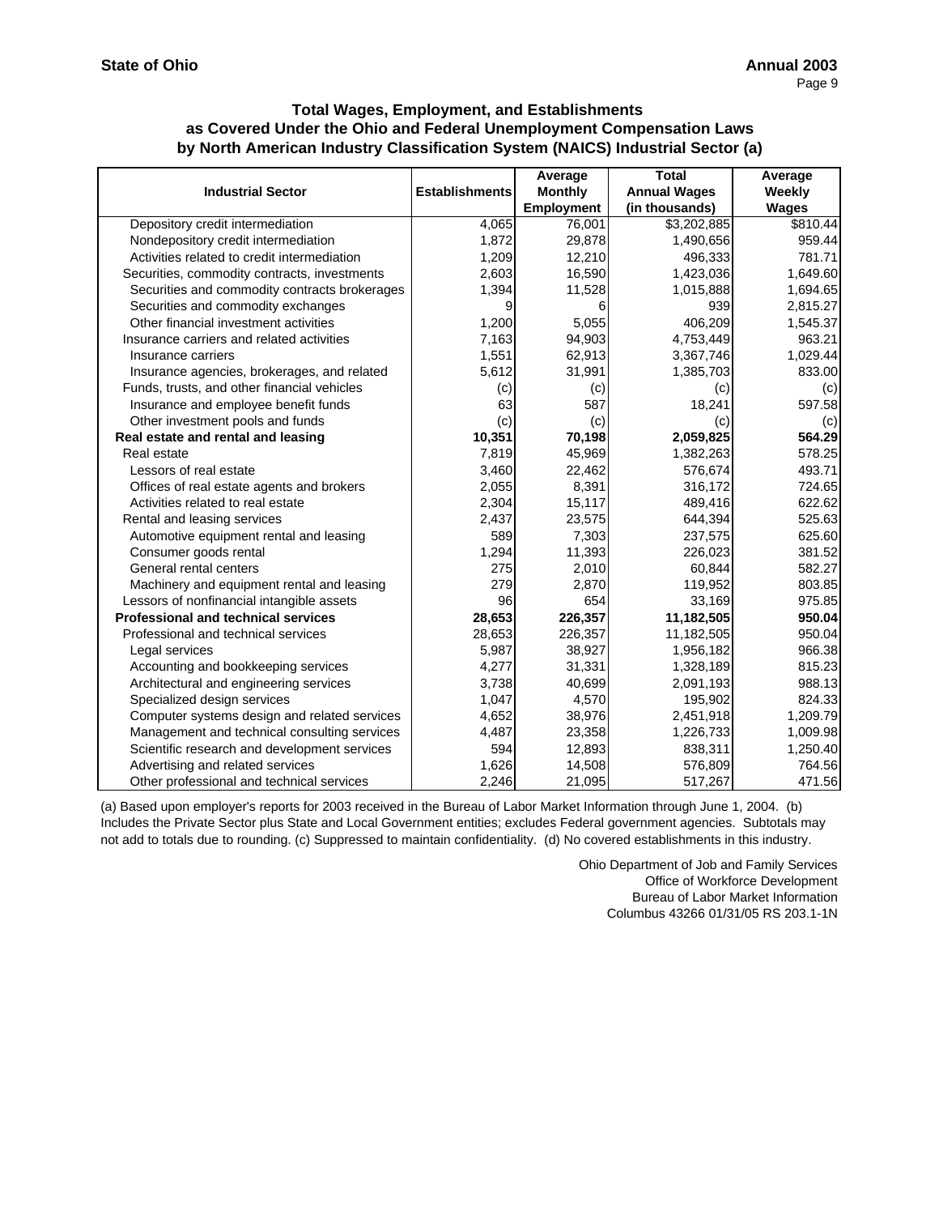**State of Ohio** **Annual 2003**

### Total Wages, Employment, and Establishments as Covered Under the Ohio and Federal Unemployment Compensation Laws by North American Industry Classification System (NAICS) Industrial Sector (a)

| Industrial Sector | Establishments | Average Monthly Employment | Total Annual Wages (in thousands) | Average Weekly Wages |
|---|---|---|---|---|
| Depository credit intermediation | 4,065 | 76,001 | $3,202,885 | $810.44 |
| Nondepository credit intermediation | 1,872 | 29,878 | 1,490,656 | 959.44 |
| Activities related to credit intermediation | 1,209 | 12,210 | 496,333 | 781.71 |
| Securities, commodity contracts, investments | 2,603 | 16,590 | 1,423,036 | 1,649.60 |
| Securities and commodity contracts brokerages | 1,394 | 11,528 | 1,015,888 | 1,694.65 |
| Securities and commodity exchanges | 9 | 6 | 939 | 2,815.27 |
| Other financial investment activities | 1,200 | 5,055 | 406,209 | 1,545.37 |
| Insurance carriers and related activities | 7,163 | 94,903 | 4,753,449 | 963.21 |
| Insurance carriers | 1,551 | 62,913 | 3,367,746 | 1,029.44 |
| Insurance agencies, brokerages, and related | 5,612 | 31,991 | 1,385,703 | 833.00 |
| Funds, trusts, and other financial vehicles | (c) | (c) | (c) | (c) |
| Insurance and employee benefit funds | 63 | 587 | 18,241 | 597.58 |
| Other investment pools and funds | (c) | (c) | (c) | (c) |
| **Real estate and rental and leasing** | **10,351** | **70,198** | **2,059,825** | **564.29** |
| Real estate | 7,819 | 45,969 | 1,382,263 | 578.25 |
| Lessors of real estate | 3,460 | 22,462 | 576,674 | 493.71 |
| Offices of real estate agents and brokers | 2,055 | 8,391 | 316,172 | 724.65 |
| Activities related to real estate | 2,304 | 15,117 | 489,416 | 622.62 |
| Rental and leasing services | 2,437 | 23,575 | 644,394 | 525.63 |
| Automotive equipment rental and leasing | 589 | 7,303 | 237,575 | 625.60 |
| Consumer goods rental | 1,294 | 11,393 | 226,023 | 381.52 |
| General rental centers | 275 | 2,010 | 60,844 | 582.27 |
| Machinery and equipment rental and leasing | 279 | 2,870 | 119,952 | 803.85 |
| Lessors of nonfinancial intangible assets | 96 | 654 | 33,169 | 975.85 |
| **Professional and technical services** | **28,653** | **226,357** | **11,182,505** | **950.04** |
| Professional and technical services | 28,653 | 226,357 | 11,182,505 | 950.04 |
| Legal services | 5,987 | 38,927 | 1,956,182 | 966.38 |
| Accounting and bookkeeping services | 4,277 | 31,331 | 1,328,189 | 815.23 |
| Architectural and engineering services | 3,738 | 40,699 | 2,091,193 | 988.13 |
| Specialized design services | 1,047 | 4,570 | 195,902 | 824.33 |
| Computer systems design and related services | 4,652 | 38,976 | 2,451,918 | 1,209.79 |
| Management and technical consulting services | 4,487 | 23,358 | 1,226,733 | 1,009.98 |
| Scientific research and development services | 594 | 12,893 | 838,311 | 1,250.40 |
| Advertising and related services | 1,626 | 14,508 | 576,809 | 764.56 |
| Other professional and technical services | 2,246 | 21,095 | 517,267 | 471.56 |

(a) Based upon employer's reports for 2003 received in the Bureau of Labor Market Information through June 1, 2004. (b) Includes the Private Sector plus State and Local Government entities; excludes Federal government agencies. Subtotals may not add to totals due to rounding. (c) Suppressed to maintain confidentiality. (d) No covered establishments in this industry.

Ohio Department of Job and Family Services
Office of Workforce Development
Bureau of Labor Market Information
Columbus 43266 01/31/05 RS 203.1-1N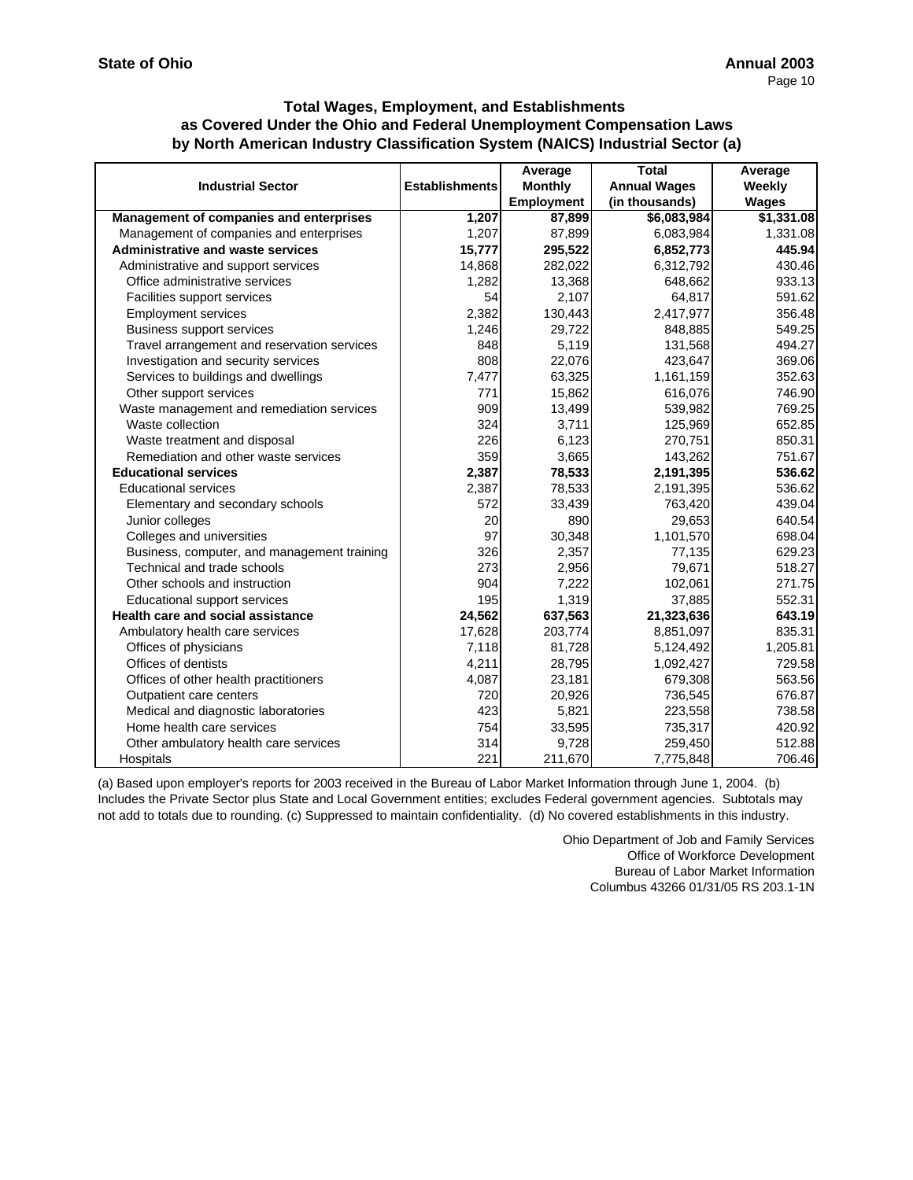**State of Ohio** **Annual 2003**

### Total Wages, Employment, and Establishments as Covered Under the Ohio and Federal Unemployment Compensation Laws by North American Industry Classification System (NAICS) Industrial Sector (a)

| Industrial Sector | Establishments | Average Monthly Employment | Total Annual Wages (in thousands) | Average Weekly Wages |
|---|---|---|---|---|
| **Management of companies and enterprises** | **1,207** | **87,899** | **$6,083,984** | **$1,331.08** |
| Management of companies and enterprises | 1,207 | 87,899 | 6,083,984 | 1,331.08 |
| **Administrative and waste services** | **15,777** | **295,522** | **6,852,773** | **445.94** |
| Administrative and support services | 14,868 | 282,022 | 6,312,792 | 430.46 |
| Office administrative services | 1,282 | 13,368 | 648,662 | 933.13 |
| Facilities support services | 54 | 2,107 | 64,817 | 591.62 |
| Employment services | 2,382 | 130,443 | 2,417,977 | 356.48 |
| Business support services | 1,246 | 29,722 | 848,885 | 549.25 |
| Travel arrangement and reservation services | 848 | 5,119 | 131,568 | 494.27 |
| Investigation and security services | 808 | 22,076 | 423,647 | 369.06 |
| Services to buildings and dwellings | 7,477 | 63,325 | 1,161,159 | 352.63 |
| Other support services | 771 | 15,862 | 616,076 | 746.90 |
| Waste management and remediation services | 909 | 13,499 | 539,982 | 769.25 |
| Waste collection | 324 | 3,711 | 125,969 | 652.85 |
| Waste treatment and disposal | 226 | 6,123 | 270,751 | 850.31 |
| Remediation and other waste services | 359 | 3,665 | 143,262 | 751.67 |
| **Educational services** | **2,387** | **78,533** | **2,191,395** | **536.62** |
| Educational services | 2,387 | 78,533 | 2,191,395 | 536.62 |
| Elementary and secondary schools | 572 | 33,439 | 763,420 | 439.04 |
| Junior colleges | 20 | 890 | 29,653 | 640.54 |
| Colleges and universities | 97 | 30,348 | 1,101,570 | 698.04 |
| Business, computer, and management training | 326 | 2,357 | 77,135 | 629.23 |
| Technical and trade schools | 273 | 2,956 | 79,671 | 518.27 |
| Other schools and instruction | 904 | 7,222 | 102,061 | 271.75 |
| Educational support services | 195 | 1,319 | 37,885 | 552.31 |
| **Health care and social assistance** | **24,562** | **637,563** | **21,323,636** | **643.19** |
| Ambulatory health care services | 17,628 | 203,774 | 8,851,097 | 835.31 |
| Offices of physicians | 7,118 | 81,728 | 5,124,492 | 1,205.81 |
| Offices of dentists | 4,211 | 28,795 | 1,092,427 | 729.58 |
| Offices of other health practitioners | 4,087 | 23,181 | 679,308 | 563.56 |
| Outpatient care centers | 720 | 20,926 | 736,545 | 676.87 |
| Medical and diagnostic laboratories | 423 | 5,821 | 223,558 | 738.58 |
| Home health care services | 754 | 33,595 | 735,317 | 420.92 |
| Other ambulatory health care services | 314 | 9,728 | 259,450 | 512.88 |
| Hospitals | 221 | 211,670 | 7,775,848 | 706.46 |

(a) Based upon employer's reports for 2003 received in the Bureau of Labor Market Information through June 1, 2004. (b) Includes the Private Sector plus State and Local Government entities; excludes Federal government agencies. Subtotals may not add to totals due to rounding. (c) Suppressed to maintain confidentiality. (d) No covered establishments in this industry.

Ohio Department of Job and Family Services
Office of Workforce Development
Bureau of Labor Market Information
Columbus 43266 01/31/05 RS 203.1-1N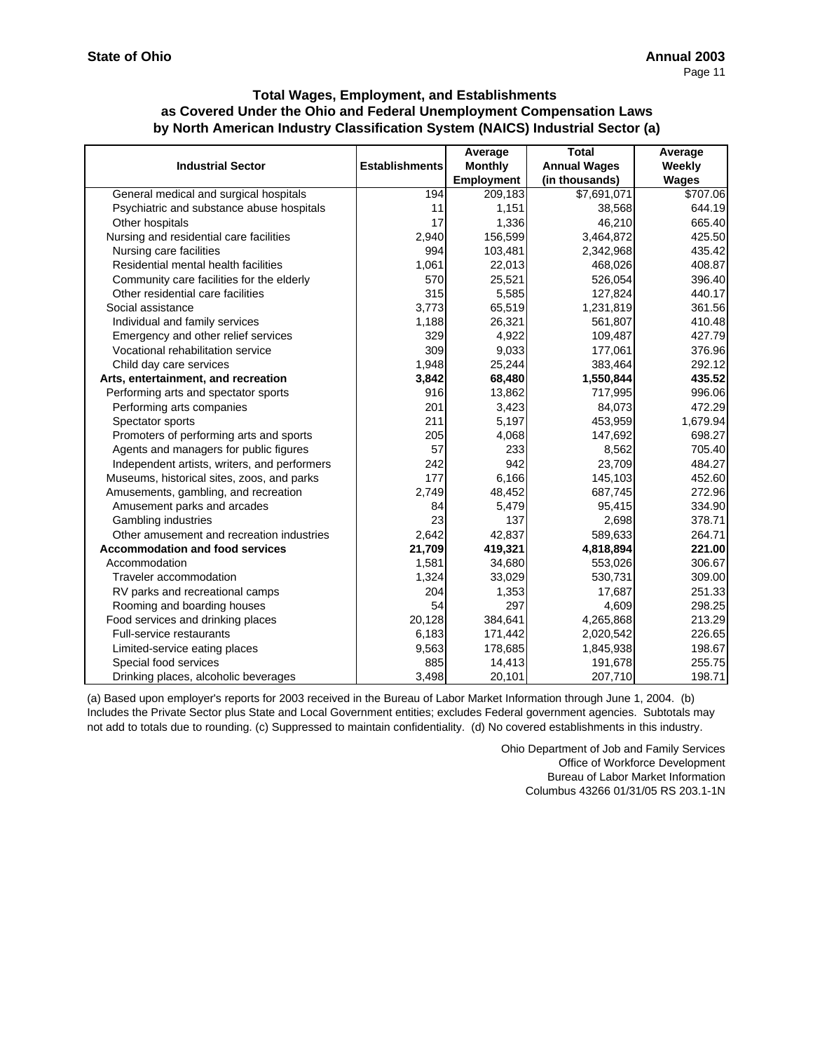**State of Ohio** **Annual 2003**

### Total Wages, Employment, and Establishments as Covered Under the Ohio and Federal Unemployment Compensation Laws by North American Industry Classification System (NAICS) Industrial Sector (a)

| Industrial Sector | Establishments | Average Monthly Employment | Total Annual Wages (in thousands) | Average Weekly Wages |
|---|---|---|---|---|
| General medical and surgical hospitals | 194 | 209,183 | $7,691,071 | $707.06 |
| Psychiatric and substance abuse hospitals | 11 | 1,151 | 38,568 | 644.19 |
| Other hospitals | 17 | 1,336 | 46,210 | 665.40 |
| Nursing and residential care facilities | 2,940 | 156,599 | 3,464,872 | 425.50 |
| Nursing care facilities | 994 | 103,481 | 2,342,968 | 435.42 |
| Residential mental health facilities | 1,061 | 22,013 | 468,026 | 408.87 |
| Community care facilities for the elderly | 570 | 25,521 | 526,054 | 396.40 |
| Other residential care facilities | 315 | 5,585 | 127,824 | 440.17 |
| Social assistance | 3,773 | 65,519 | 1,231,819 | 361.56 |
| Individual and family services | 1,188 | 26,321 | 561,807 | 410.48 |
| Emergency and other relief services | 329 | 4,922 | 109,487 | 427.79 |
| Vocational rehabilitation service | 309 | 9,033 | 177,061 | 376.96 |
| Child day care services | 1,948 | 25,244 | 383,464 | 292.12 |
| **Arts, entertainment, and recreation** | **3,842** | **68,480** | **1,550,844** | **435.52** |
| Performing arts and spectator sports | 916 | 13,862 | 717,995 | 996.06 |
| Performing arts companies | 201 | 3,423 | 84,073 | 472.29 |
| Spectator sports | 211 | 5,197 | 453,959 | 1,679.94 |
| Promoters of performing arts and sports | 205 | 4,068 | 147,692 | 698.27 |
| Agents and managers for public figures | 57 | 233 | 8,562 | 705.40 |
| Independent artists, writers, and performers | 242 | 942 | 23,709 | 484.27 |
| Museums, historical sites, zoos, and parks | 177 | 6,166 | 145,103 | 452.60 |
| Amusements, gambling, and recreation | 2,749 | 48,452 | 687,745 | 272.96 |
| Amusement parks and arcades | 84 | 5,479 | 95,415 | 334.90 |
| Gambling industries | 23 | 137 | 2,698 | 378.71 |
| Other amusement and recreation industries | 2,642 | 42,837 | 589,633 | 264.71 |
| **Accommodation and food services** | **21,709** | **419,321** | **4,818,894** | **221.00** |
| Accommodation | 1,581 | 34,680 | 553,026 | 306.67 |
| Traveler accommodation | 1,324 | 33,029 | 530,731 | 309.00 |
| RV parks and recreational camps | 204 | 1,353 | 17,687 | 251.33 |
| Rooming and boarding houses | 54 | 297 | 4,609 | 298.25 |
| Food services and drinking places | 20,128 | 384,641 | 4,265,868 | 213.29 |
| Full-service restaurants | 6,183 | 171,442 | 2,020,542 | 226.65 |
| Limited-service eating places | 9,563 | 178,685 | 1,845,938 | 198.67 |
| Special food services | 885 | 14,413 | 191,678 | 255.75 |
| Drinking places, alcoholic beverages | 3,498 | 20,101 | 207,710 | 198.71 |

(a) Based upon employer's reports for 2003 received in the Bureau of Labor Market Information through June 1, 2004. (b) Includes the Private Sector plus State and Local Government entities; excludes Federal government agencies. Subtotals may not add to totals due to rounding. (c) Suppressed to maintain confidentiality. (d) No covered establishments in this industry.

Ohio Department of Job and Family Services
Office of Workforce Development
Bureau of Labor Market Information
Columbus 43266 01/31/05 RS 203.1-1N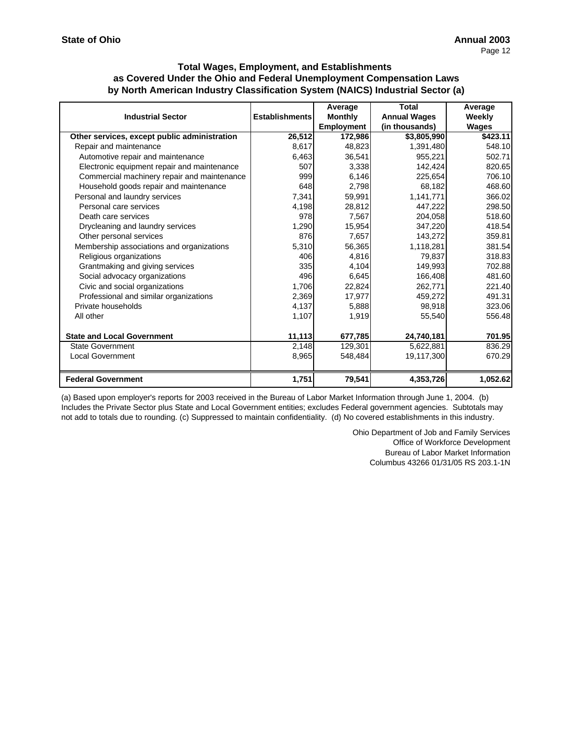**State of Ohio** **Annual 2003**

### Total Wages, Employment, and Establishments as Covered Under the Ohio and Federal Unemployment Compensation Laws by North American Industry Classification System (NAICS) Industrial Sector (a)

| Industrial Sector | Establishments | Average Monthly Employment | Total Annual Wages (in thousands) | Average Weekly Wages |
|---|---|---|---|---|
| **Other services, except public administration** | **26,512** | **172,986** | **$3,805,990** | **$423.11** |
| Repair and maintenance | 8,617 | 48,823 | 1,391,480 | 548.10 |
| Automotive repair and maintenance | 6,463 | 36,541 | 955,221 | 502.71 |
| Electronic equipment repair and maintenance | 507 | 3,338 | 142,424 | 820.65 |
| Commercial machinery repair and maintenance | 999 | 6,146 | 225,654 | 706.10 |
| Household goods repair and maintenance | 648 | 2,798 | 68,182 | 468.60 |
| Personal and laundry services | 7,341 | 59,991 | 1,141,771 | 366.02 |
| Personal care services | 4,198 | 28,812 | 447,222 | 298.50 |
| Death care services | 978 | 7,567 | 204,058 | 518.60 |
| Drycleaning and laundry services | 1,290 | 15,954 | 347,220 | 418.54 |
| Other personal services | 876 | 7,657 | 143,272 | 359.81 |
| Membership associations and organizations | 5,310 | 56,365 | 1,118,281 | 381.54 |
| Religious organizations | 406 | 4,816 | 79,837 | 318.83 |
| Grantmaking and giving services | 335 | 4,104 | 149,993 | 702.88 |
| Social advocacy organizations | 496 | 6,645 | 166,408 | 481.60 |
| Civic and social organizations | 1,706 | 22,824 | 262,771 | 221.40 |
| Professional and similar organizations | 2,369 | 17,977 | 459,272 | 491.31 |
| Private households | 4,137 | 5,888 | 98,918 | 323.06 |
| All other | 1,107 | 1,919 | 55,540 | 556.48 |
| **State and Local Government** | **11,113** | **677,785** | **24,740,181** | **701.95** |
| State Government | 2,148 | 129,301 | 5,622,881 | 836.29 |
| Local Government | 8,965 | 548,484 | 19,117,300 | 670.29 |
| **Federal Government** | **1,751** | **79,541** | **4,353,726** | **1,052.62** |

(a) Based upon employer's reports for 2003 received in the Bureau of Labor Market Information through June 1, 2004. (b) Includes the Private Sector plus State and Local Government entities; excludes Federal government agencies. Subtotals may not add to totals due to rounding. (c) Suppressed to maintain confidentiality. (d) No covered establishments in this industry.

Ohio Department of Job and Family Services
Office of Workforce Development
Bureau of Labor Market Information
Columbus 43266 01/31/05 RS 203.1-1N